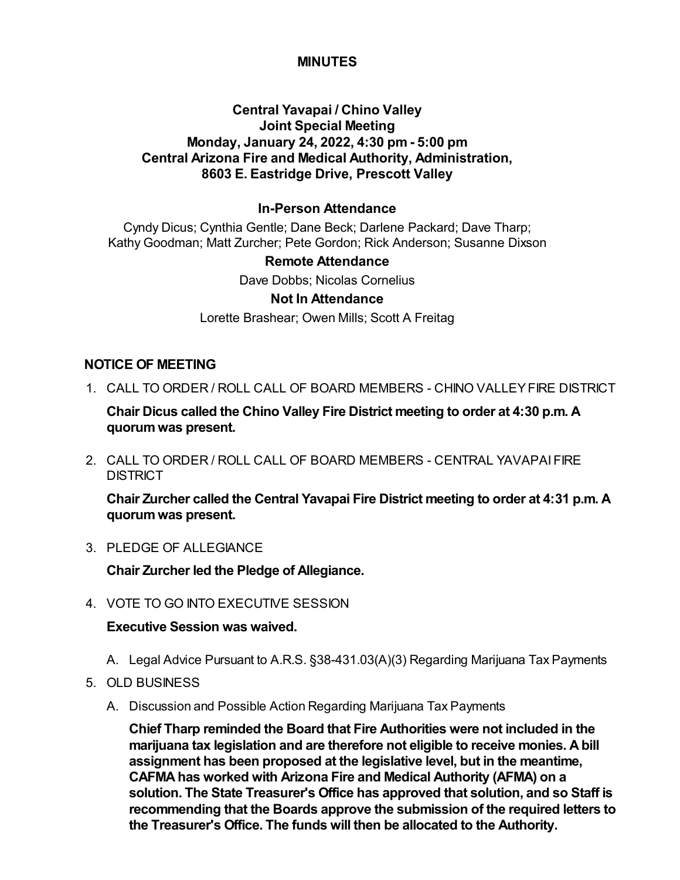# MINUTES

## Central Yavapai / Chino Valley
## Joint Special Meeting
## Monday, January 24, 2022, 4:30 pm - 5:00 pm
## Central Arizona Fire and Medical Authority, Administration, 8603 E. Eastridge Drive, Prescott Valley

### In-Person Attendance

Cyndy Dicus; Cynthia Gentle; Dane Beck; Darlene Packard; Dave Tharp; Kathy Goodman; Matt Zurcher; Pete Gordon; Rick Anderson; Susanne Dixson

### Remote Attendance

Dave Dobbs; Nicolas Cornelius

### Not In Attendance

Lorette Brashear; Owen Mills; Scott A Freitag

## NOTICE OF MEETING

1. CALL TO ORDER / ROLL CALL OF BOARD MEMBERS - CHINO VALLEY FIRE DISTRICT

   **Chair Dicus called the Chino Valley Fire District meeting to order at 4:30 p.m. A quorum was present.**

2. CALL TO ORDER / ROLL CALL OF BOARD MEMBERS - CENTRAL YAVAPAI FIRE DISTRICT

   **Chair Zurcher called the Central Yavapai Fire District meeting to order at 4:31 p.m. A quorum was present.**

3. PLEDGE OF ALLEGIANCE

   **Chair Zurcher led the Pledge of Allegiance.**

4. VOTE TO GO INTO EXECUTIVE SESSION

   **Executive Session was waived.**

   A. Legal Advice Pursuant to A.R.S. §38-431.03(A)(3) Regarding Marijuana Tax Payments

5. OLD BUSINESS

   A. Discussion and Possible Action Regarding Marijuana Tax Payments

      **Chief Tharp reminded the Board that Fire Authorities were not included in the marijuana tax legislation and are therefore not eligible to receive monies. A bill assignment has been proposed at the legislative level, but in the meantime, CAFMA has worked with Arizona Fire and Medical Authority (AFMA) on a solution. The State Treasurer's Office has approved that solution, and so Staff is recommending that the Boards approve the submission of the required letters to the Treasurer's Office. The funds will then be allocated to the Authority.**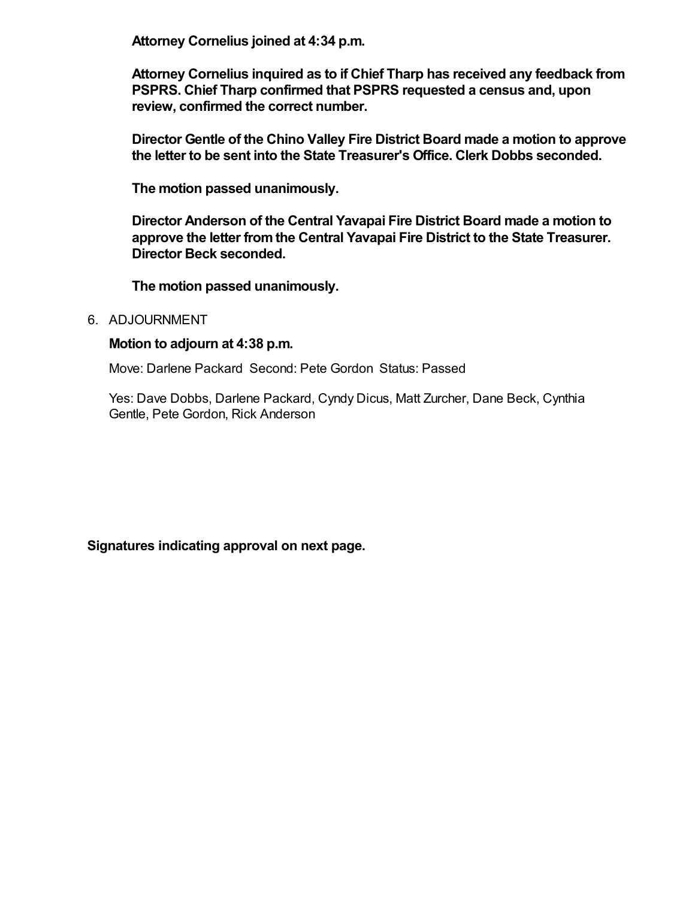**Attorney Cornelius joined at 4:34 p.m.**

**Attorney Cornelius inquired as to if Chief Tharp has received any feedback from PSPRS. Chief Tharp confirmed that PSPRS requested a census and, upon review, confirmed the correct number.**

**Director Gentle of the Chino Valley Fire District Board made a motion to approve the letter to be sent into the State Treasurer's Office. Clerk Dobbs seconded.**

**The motion passed unanimously.**

**Director Anderson of the Central Yavapai Fire District Board made a motion to approve the letter from the Central Yavapai Fire District to the State Treasurer. Director Beck seconded.**

**The motion passed unanimously.**

6. ADJOURNMENT

**Motion to adjourn at 4:38 p.m.**

Move: Darlene Packard Second: Pete Gordon Status: Passed

Yes: Dave Dobbs, Darlene Packard, Cyndy Dicus, Matt Zurcher, Dane Beck, Cynthia Gentle, Pete Gordon, Rick Anderson

**Signatures indicating approval on next page.**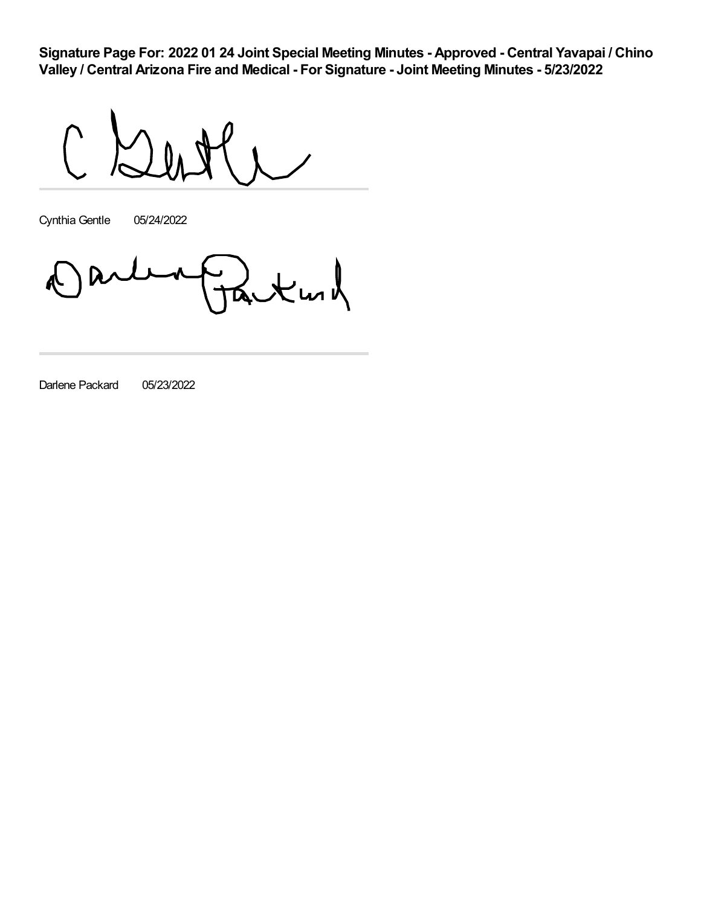**Signature Page For: 2022 01 24 Joint Special Meeting Minutes - Approved - Central Yavapai / Chino Valley / Central Arizona Fire and Medical - For Signature - Joint Meeting Minutes - 5/23/2022**

Cynthia Gentle 05/24/2022

Darlene Packard 05/23/2022